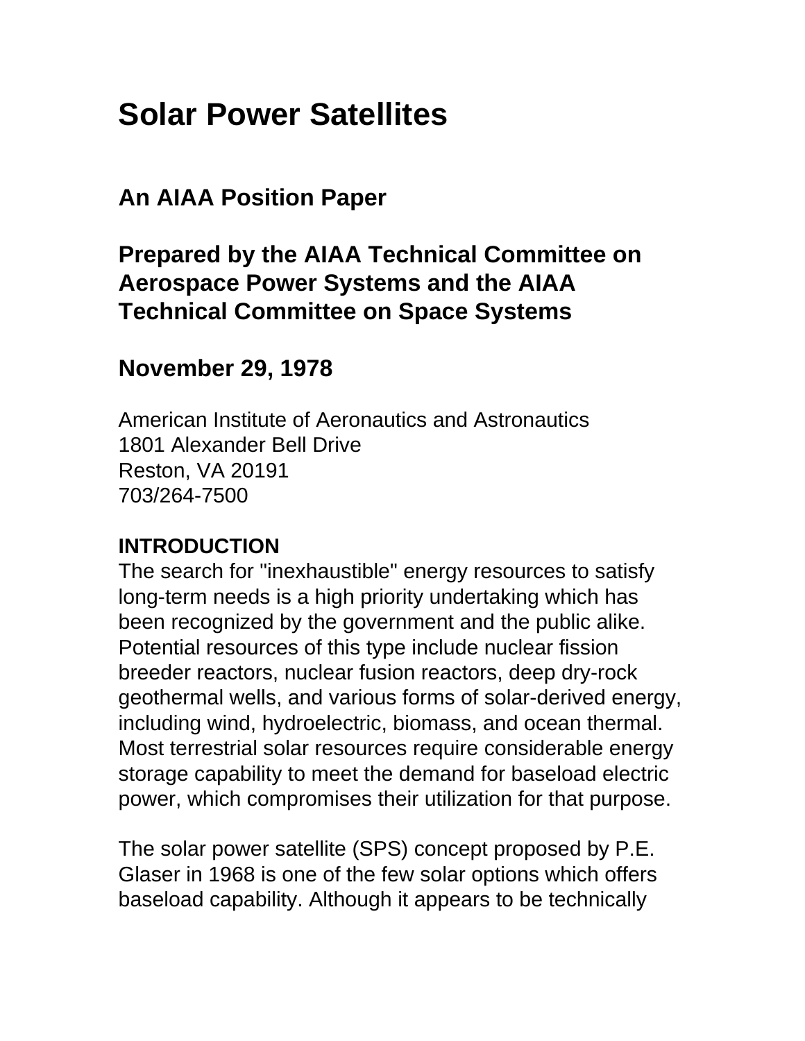# Solar Power Satellites

## An AIAA Position Paper

## Prepared by the AIAA Technical Committee on Aerospace Power Systems and the AIAA Technical Committee on Space Systems

## November 29, 1978

American Institute of Aeronautics and Astronautics
1801 Alexander Bell Drive
Reston, VA 20191
703/264-7500

**INTRODUCTION**

The search for "inexhaustible" energy resources to satisfy long-term needs is a high priority undertaking which has been recognized by the government and the public alike. Potential resources of this type include nuclear fission breeder reactors, nuclear fusion reactors, deep dry-rock geothermal wells, and various forms of solar-derived energy, including wind, hydroelectric, biomass, and ocean thermal. Most terrestrial solar resources require considerable energy storage capability to meet the demand for baseload electric power, which compromises their utilization for that purpose.

The solar power satellite (SPS) concept proposed by P.E. Glaser in 1968 is one of the few solar options which offers baseload capability. Although it appears to be technically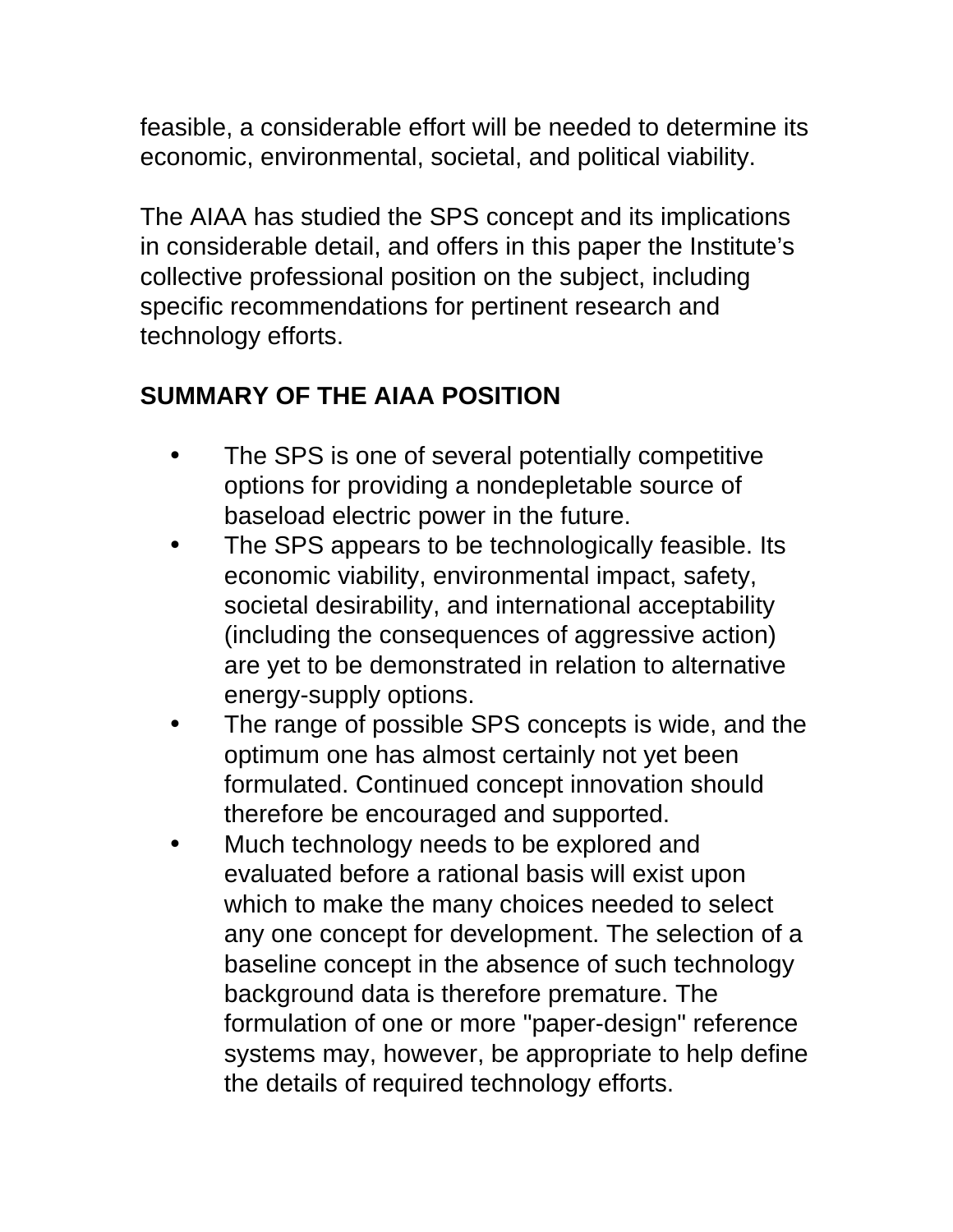feasible, a considerable effort will be needed to determine its economic, environmental, societal, and political viability.

The AIAA has studied the SPS concept and its implications in considerable detail, and offers in this paper the Institute's collective professional position on the subject, including specific recommendations for pertinent research and technology efforts.

## SUMMARY OF THE AIAA POSITION

- The SPS is one of several potentially competitive options for providing a nondepletable source of baseload electric power in the future.
- The SPS appears to be technologically feasible. Its economic viability, environmental impact, safety, societal desirability, and international acceptability (including the consequences of aggressive action) are yet to be demonstrated in relation to alternative energy-supply options.
- The range of possible SPS concepts is wide, and the optimum one has almost certainly not yet been formulated. Continued concept innovation should therefore be encouraged and supported.
- Much technology needs to be explored and evaluated before a rational basis will exist upon which to make the many choices needed to select any one concept for development. The selection of a baseline concept in the absence of such technology background data is therefore premature. The formulation of one or more "paper-design" reference systems may, however, be appropriate to help define the details of required technology efforts.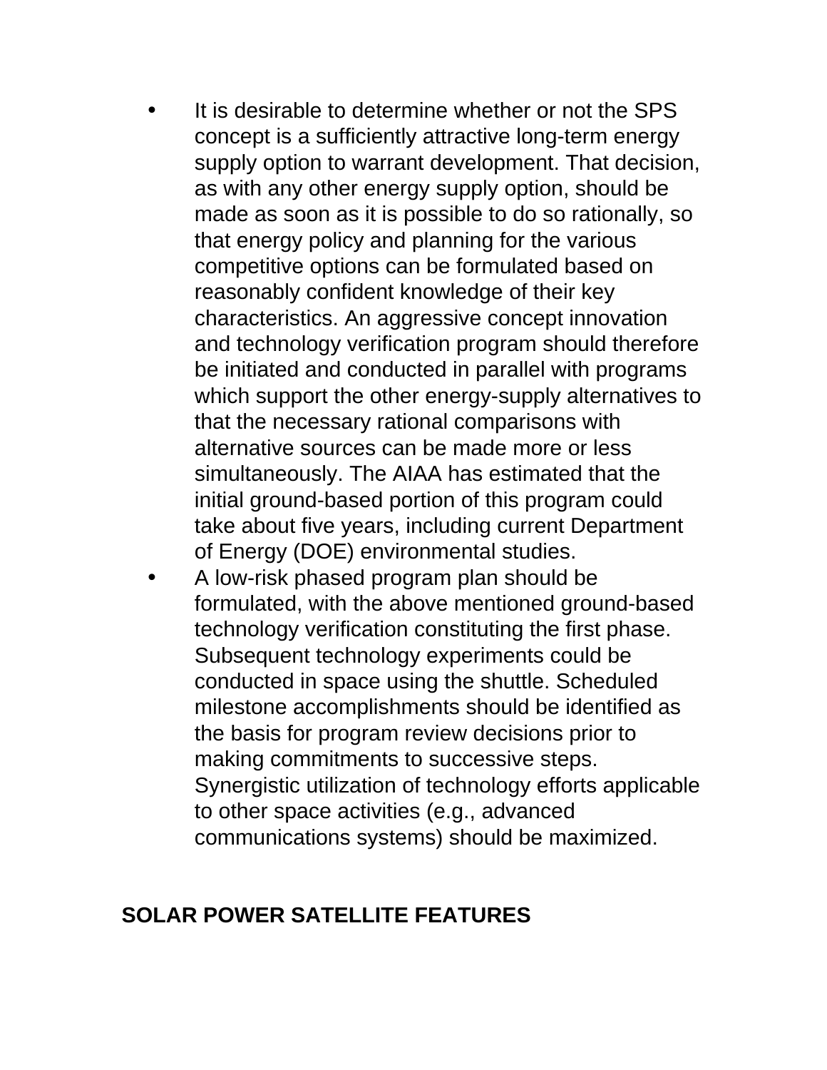- It is desirable to determine whether or not the SPS concept is a sufficiently attractive long-term energy supply option to warrant development. That decision, as with any other energy supply option, should be made as soon as it is possible to do so rationally, so that energy policy and planning for the various competitive options can be formulated based on reasonably confident knowledge of their key characteristics. An aggressive concept innovation and technology verification program should therefore be initiated and conducted in parallel with programs which support the other energy-supply alternatives to that the necessary rational comparisons with alternative sources can be made more or less simultaneously. The AIAA has estimated that the initial ground-based portion of this program could take about five years, including current Department of Energy (DOE) environmental studies.
- A low-risk phased program plan should be formulated, with the above mentioned ground-based technology verification constituting the first phase. Subsequent technology experiments could be conducted in space using the shuttle. Scheduled milestone accomplishments should be identified as the basis for program review decisions prior to making commitments to successive steps. Synergistic utilization of technology efforts applicable to other space activities (e.g., advanced communications systems) should be maximized.

## SOLAR POWER SATELLITE FEATURES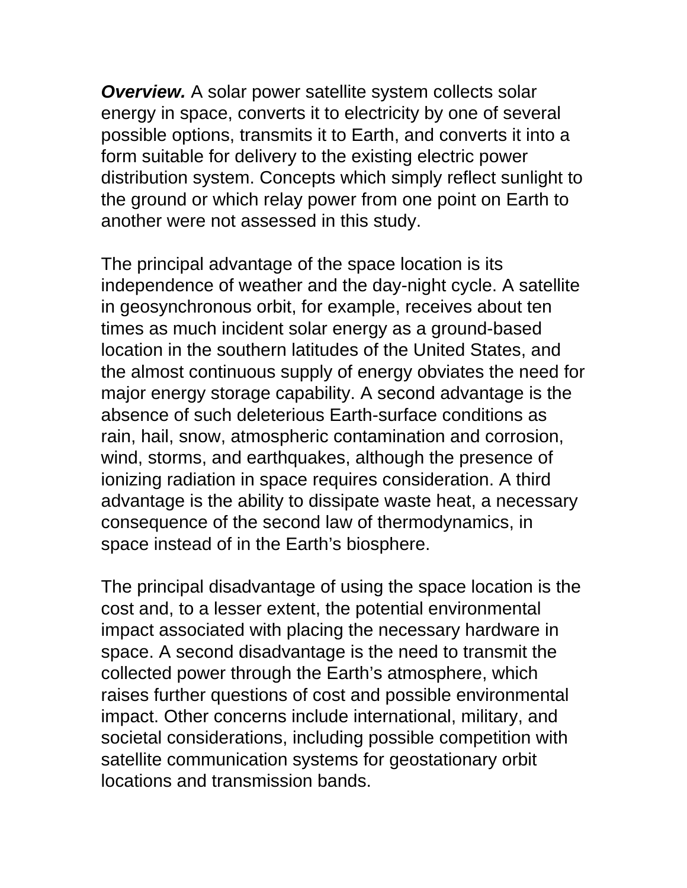***Overview.*** A solar power satellite system collects solar energy in space, converts it to electricity by one of several possible options, transmits it to Earth, and converts it into a form suitable for delivery to the existing electric power distribution system. Concepts which simply reflect sunlight to the ground or which relay power from one point on Earth to another were not assessed in this study.

The principal advantage of the space location is its independence of weather and the day-night cycle. A satellite in geosynchronous orbit, for example, receives about ten times as much incident solar energy as a ground-based location in the southern latitudes of the United States, and the almost continuous supply of energy obviates the need for major energy storage capability. A second advantage is the absence of such deleterious Earth-surface conditions as rain, hail, snow, atmospheric contamination and corrosion, wind, storms, and earthquakes, although the presence of ionizing radiation in space requires consideration. A third advantage is the ability to dissipate waste heat, a necessary consequence of the second law of thermodynamics, in space instead of in the Earth's biosphere.

The principal disadvantage of using the space location is the cost and, to a lesser extent, the potential environmental impact associated with placing the necessary hardware in space. A second disadvantage is the need to transmit the collected power through the Earth's atmosphere, which raises further questions of cost and possible environmental impact. Other concerns include international, military, and societal considerations, including possible competition with satellite communication systems for geostationary orbit locations and transmission bands.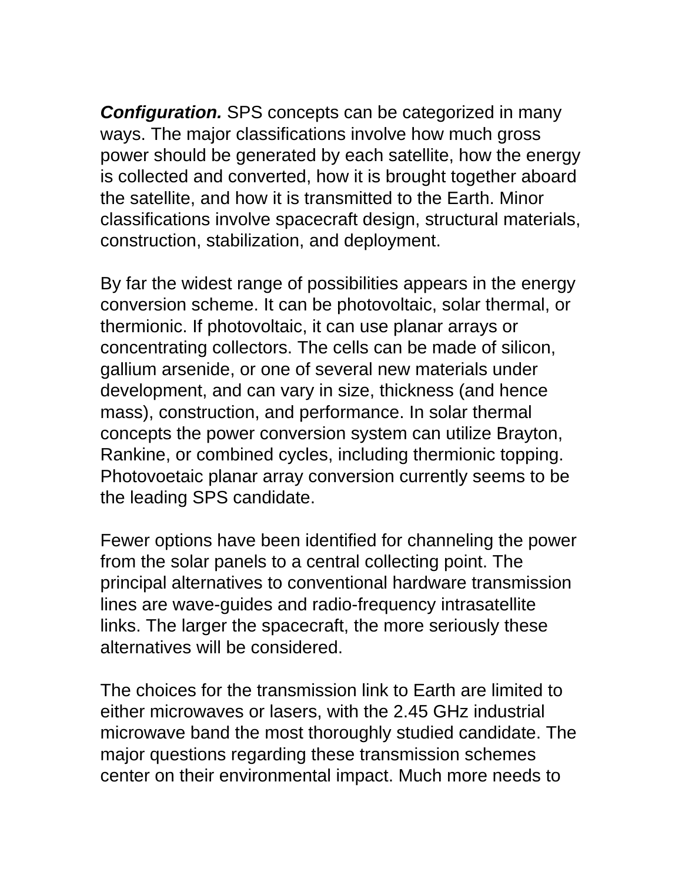***Configuration.*** SPS concepts can be categorized in many ways. The major classifications involve how much gross power should be generated by each satellite, how the energy is collected and converted, how it is brought together aboard the satellite, and how it is transmitted to the Earth. Minor classifications involve spacecraft design, structural materials, construction, stabilization, and deployment.

By far the widest range of possibilities appears in the energy conversion scheme. It can be photovoltaic, solar thermal, or thermionic. If photovoltaic, it can use planar arrays or concentrating collectors. The cells can be made of silicon, gallium arsenide, or one of several new materials under development, and can vary in size, thickness (and hence mass), construction, and performance. In solar thermal concepts the power conversion system can utilize Brayton, Rankine, or combined cycles, including thermionic topping. Photovoetaic planar array conversion currently seems to be the leading SPS candidate.

Fewer options have been identified for channeling the power from the solar panels to a central collecting point. The principal alternatives to conventional hardware transmission lines are wave-guides and radio-frequency intrasatellite links. The larger the spacecraft, the more seriously these alternatives will be considered.

The choices for the transmission link to Earth are limited to either microwaves or lasers, with the 2.45 GHz industrial microwave band the most thoroughly studied candidate. The major questions regarding these transmission schemes center on their environmental impact. Much more needs to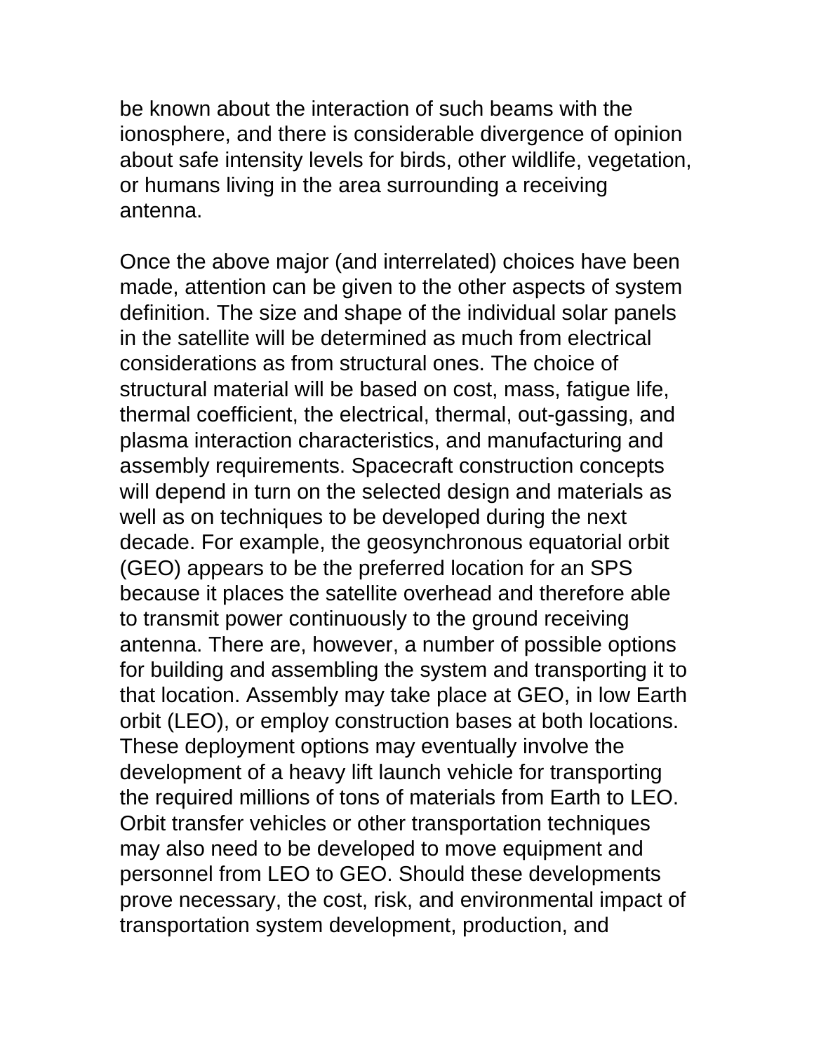be known about the interaction of such beams with the ionosphere, and there is considerable divergence of opinion about safe intensity levels for birds, other wildlife, vegetation, or humans living in the area surrounding a receiving antenna.

Once the above major (and interrelated) choices have been made, attention can be given to the other aspects of system definition. The size and shape of the individual solar panels in the satellite will be determined as much from electrical considerations as from structural ones. The choice of structural material will be based on cost, mass, fatigue life, thermal coefficient, the electrical, thermal, out-gassing, and plasma interaction characteristics, and manufacturing and assembly requirements. Spacecraft construction concepts will depend in turn on the selected design and materials as well as on techniques to be developed during the next decade. For example, the geosynchronous equatorial orbit (GEO) appears to be the preferred location for an SPS because it places the satellite overhead and therefore able to transmit power continuously to the ground receiving antenna. There are, however, a number of possible options for building and assembling the system and transporting it to that location. Assembly may take place at GEO, in low Earth orbit (LEO), or employ construction bases at both locations. These deployment options may eventually involve the development of a heavy lift launch vehicle for transporting the required millions of tons of materials from Earth to LEO. Orbit transfer vehicles or other transportation techniques may also need to be developed to move equipment and personnel from LEO to GEO. Should these developments prove necessary, the cost, risk, and environmental impact of transportation system development, production, and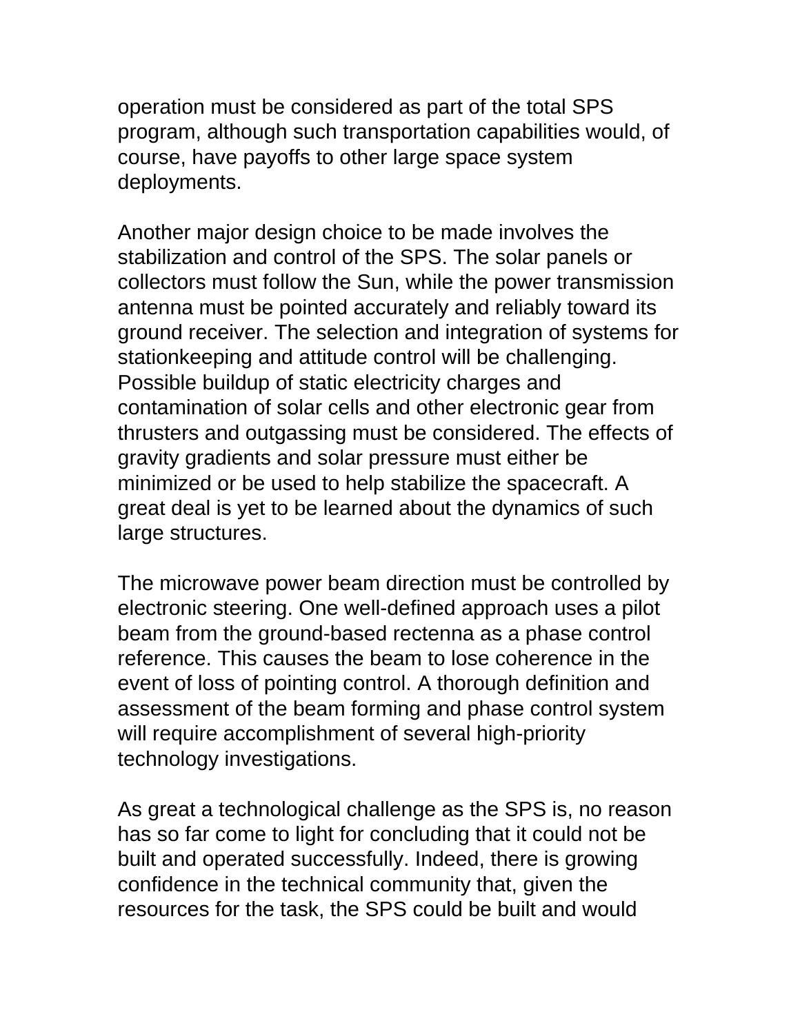operation must be considered as part of the total SPS program, although such transportation capabilities would, of course, have payoffs to other large space system deployments.

Another major design choice to be made involves the stabilization and control of the SPS. The solar panels or collectors must follow the Sun, while the power transmission antenna must be pointed accurately and reliably toward its ground receiver. The selection and integration of systems for stationkeeping and attitude control will be challenging. Possible buildup of static electricity charges and contamination of solar cells and other electronic gear from thrusters and outgassing must be considered. The effects of gravity gradients and solar pressure must either be minimized or be used to help stabilize the spacecraft. A great deal is yet to be learned about the dynamics of such large structures.

The microwave power beam direction must be controlled by electronic steering. One well-defined approach uses a pilot beam from the ground-based rectenna as a phase control reference. This causes the beam to lose coherence in the event of loss of pointing control. A thorough definition and assessment of the beam forming and phase control system will require accomplishment of several high-priority technology investigations.

As great a technological challenge as the SPS is, no reason has so far come to light for concluding that it could not be built and operated successfully. Indeed, there is growing confidence in the technical community that, given the resources for the task, the SPS could be built and would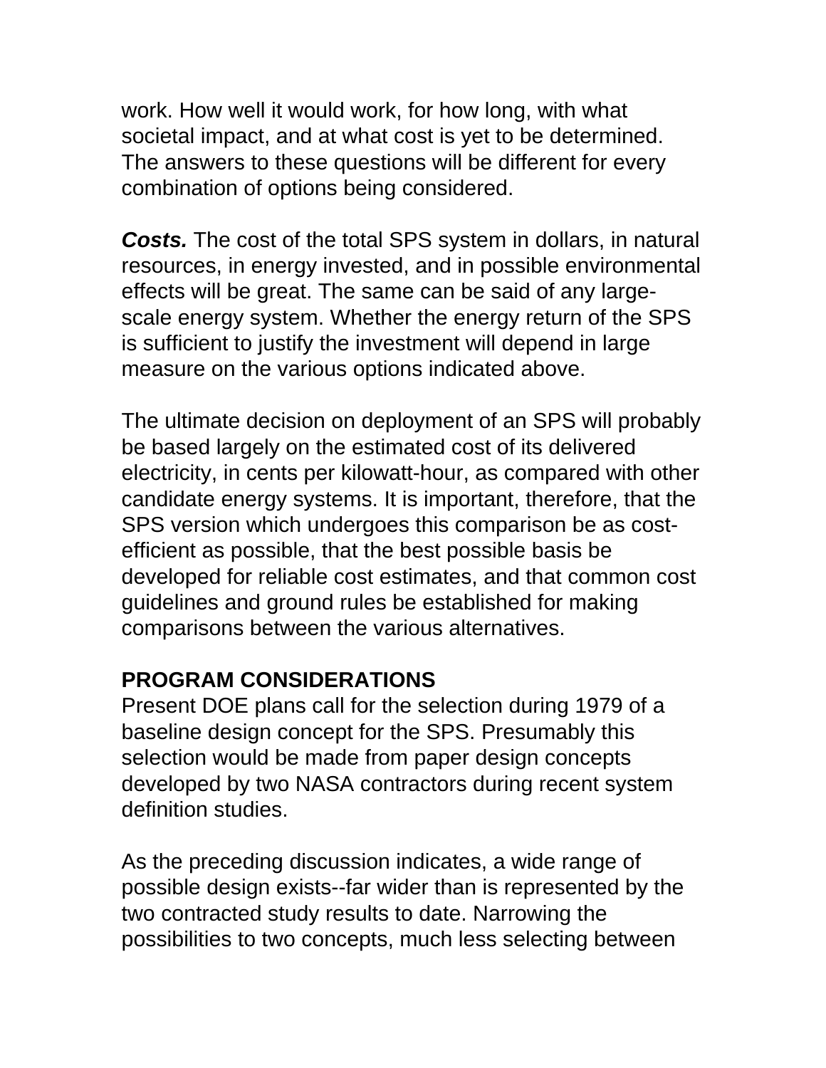work. How well it would work, for how long, with what societal impact, and at what cost is yet to be determined. The answers to these questions will be different for every combination of options being considered.

***Costs.*** The cost of the total SPS system in dollars, in natural resources, in energy invested, and in possible environmental effects will be great. The same can be said of any large-scale energy system. Whether the energy return of the SPS is sufficient to justify the investment will depend in large measure on the various options indicated above.

The ultimate decision on deployment of an SPS will probably be based largely on the estimated cost of its delivered electricity, in cents per kilowatt-hour, as compared with other candidate energy systems. It is important, therefore, that the SPS version which undergoes this comparison be as cost-efficient as possible, that the best possible basis be developed for reliable cost estimates, and that common cost guidelines and ground rules be established for making comparisons between the various alternatives.

## PROGRAM CONSIDERATIONS

Present DOE plans call for the selection during 1979 of a baseline design concept for the SPS. Presumably this selection would be made from paper design concepts developed by two NASA contractors during recent system definition studies.

As the preceding discussion indicates, a wide range of possible design exists--far wider than is represented by the two contracted study results to date. Narrowing the possibilities to two concepts, much less selecting between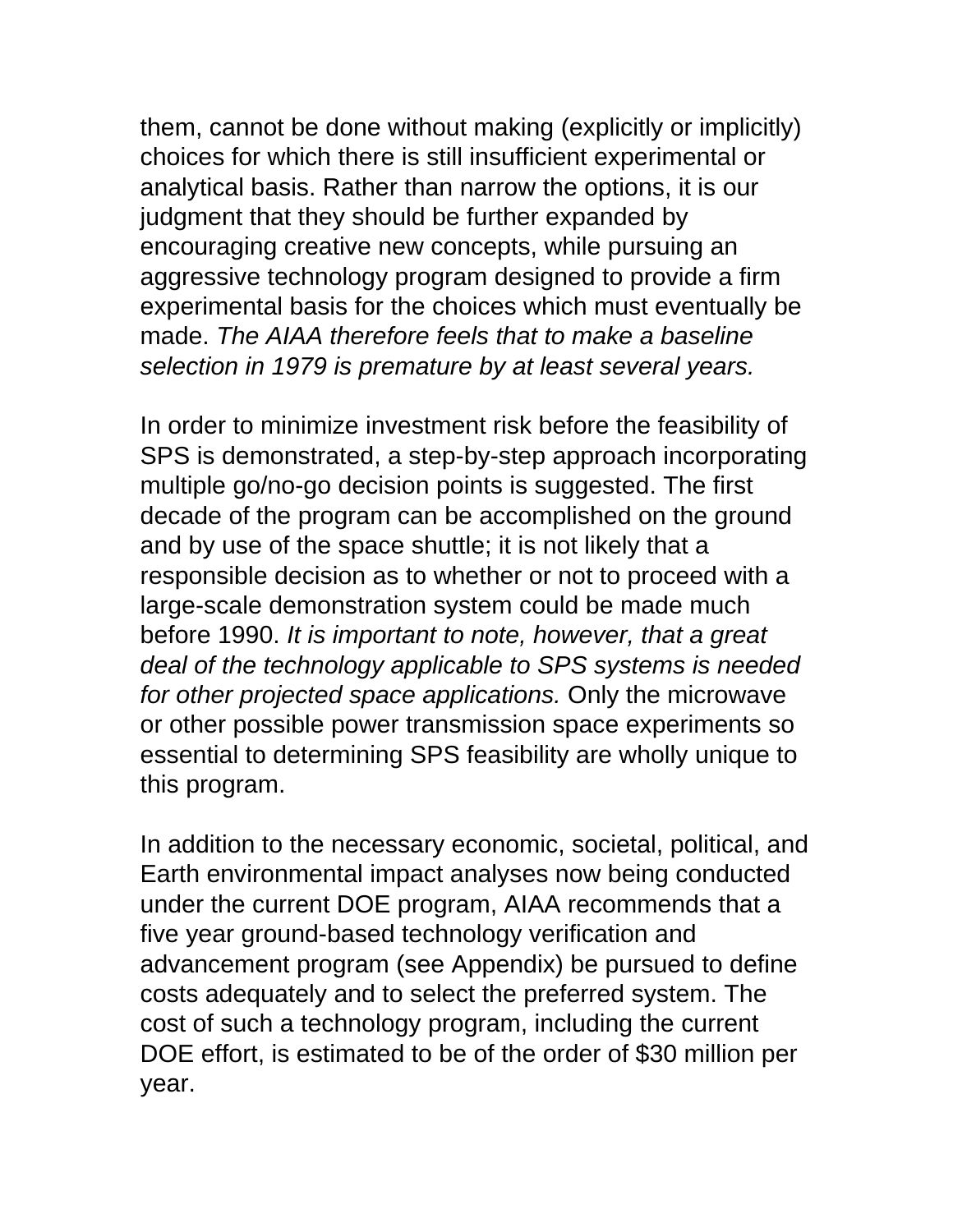them, cannot be done without making (explicitly or implicitly) choices for which there is still insufficient experimental or analytical basis. Rather than narrow the options, it is our judgment that they should be further expanded by encouraging creative new concepts, while pursuing an aggressive technology program designed to provide a firm experimental basis for the choices which must eventually be made. *The AIAA therefore feels that to make a baseline selection in 1979 is premature by at least several years.*

In order to minimize investment risk before the feasibility of SPS is demonstrated, a step-by-step approach incorporating multiple go/no-go decision points is suggested. The first decade of the program can be accomplished on the ground and by use of the space shuttle; it is not likely that a responsible decision as to whether or not to proceed with a large-scale demonstration system could be made much before 1990. *It is important to note, however, that a great deal of the technology applicable to SPS systems is needed for other projected space applications.* Only the microwave or other possible power transmission space experiments so essential to determining SPS feasibility are wholly unique to this program.

In addition to the necessary economic, societal, political, and Earth environmental impact analyses now being conducted under the current DOE program, AIAA recommends that a five year ground-based technology verification and advancement program (see Appendix) be pursued to define costs adequately and to select the preferred system. The cost of such a technology program, including the current DOE effort, is estimated to be of the order of $30 million per year.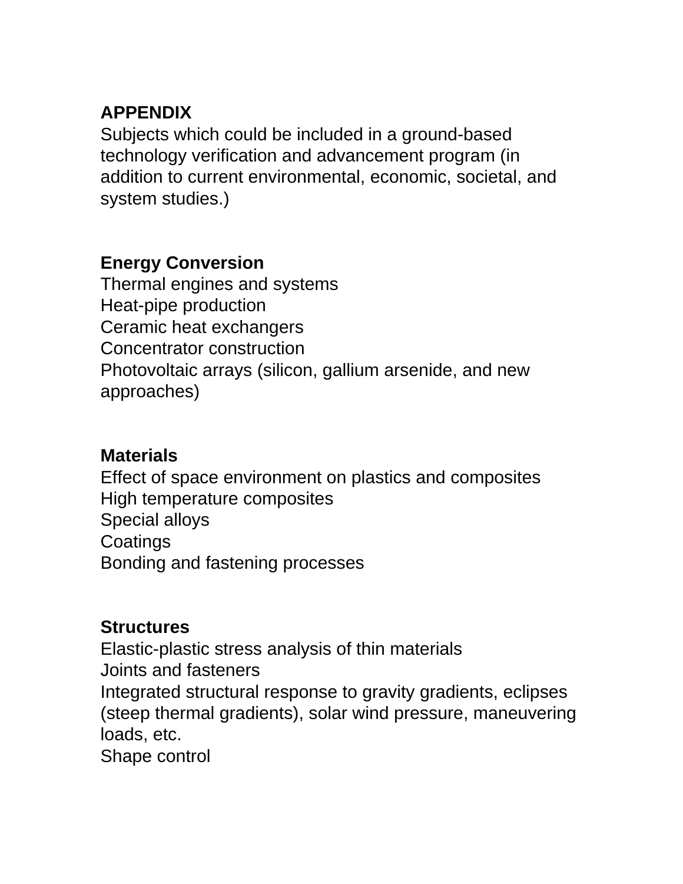## APPENDIX

Subjects which could be included in a ground-based technology verification and advancement program (in addition to current environmental, economic, societal, and system studies.)

**Energy Conversion**

Thermal engines and systems
Heat-pipe production
Ceramic heat exchangers
Concentrator construction
Photovoltaic arrays (silicon, gallium arsenide, and new approaches)

**Materials**

Effect of space environment on plastics and composites
High temperature composites
Special alloys
Coatings
Bonding and fastening processes

**Structures**

Elastic-plastic stress analysis of thin materials
Joints and fasteners
Integrated structural response to gravity gradients, eclipses (steep thermal gradients), solar wind pressure, maneuvering loads, etc.
Shape control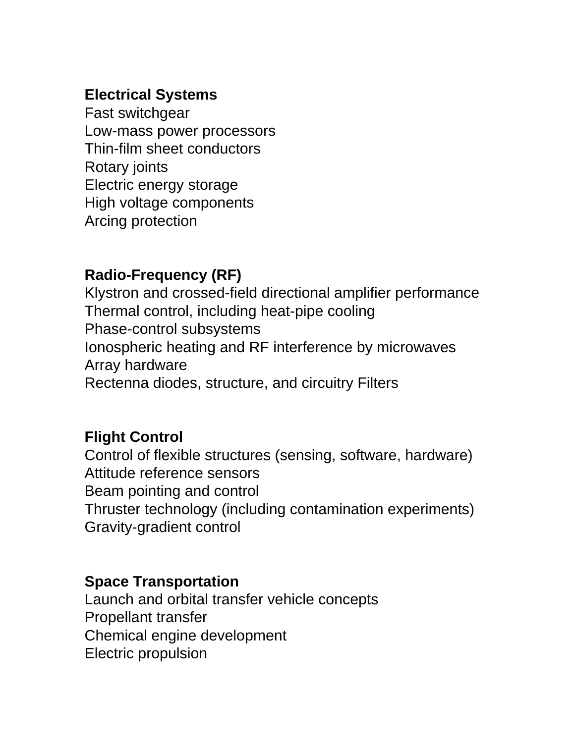**Electrical Systems**
Fast switchgear
Low-mass power processors
Thin-film sheet conductors
Rotary joints
Electric energy storage
High voltage components
Arcing protection

**Radio-Frequency (RF)**
Klystron and crossed-field directional amplifier performance
Thermal control, including heat-pipe cooling
Phase-control subsystems
Ionospheric heating and RF interference by microwaves
Array hardware
Rectenna diodes, structure, and circuitry Filters

**Flight Control**
Control of flexible structures (sensing, software, hardware)
Attitude reference sensors
Beam pointing and control
Thruster technology (including contamination experiments)
Gravity-gradient control

**Space Transportation**
Launch and orbital transfer vehicle concepts
Propellant transfer
Chemical engine development
Electric propulsion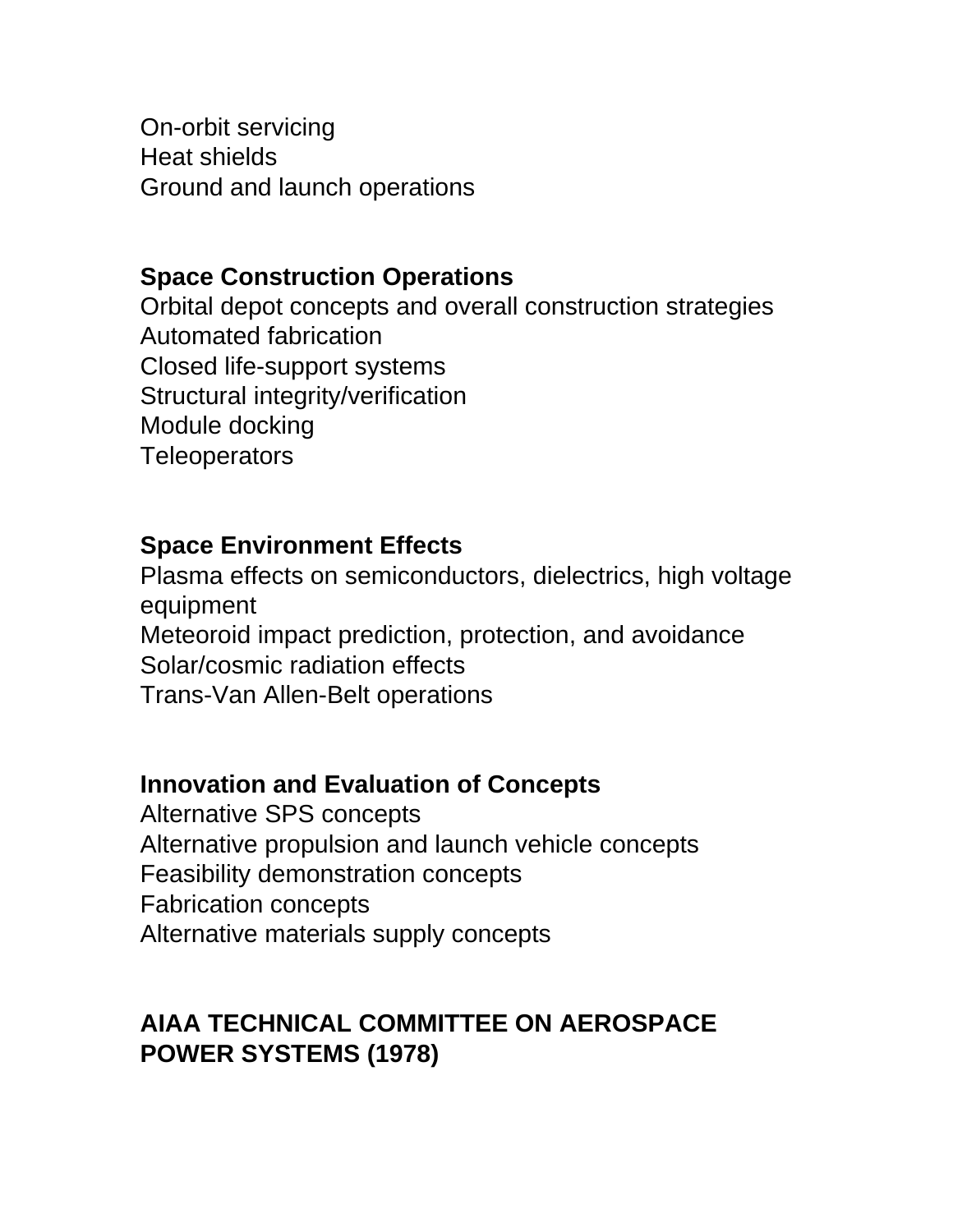On-orbit servicing
Heat shields
Ground and launch operations

**Space Construction Operations**
Orbital depot concepts and overall construction strategies
Automated fabrication
Closed life-support systems
Structural integrity/verification
Module docking
Teleoperators

**Space Environment Effects**
Plasma effects on semiconductors, dielectrics, high voltage equipment
Meteoroid impact prediction, protection, and avoidance
Solar/cosmic radiation effects
Trans-Van Allen-Belt operations

**Innovation and Evaluation of Concepts**
Alternative SPS concepts
Alternative propulsion and launch vehicle concepts
Feasibility demonstration concepts
Fabrication concepts
Alternative materials supply concepts

**AIAA TECHNICAL COMMITTEE ON AEROSPACE POWER SYSTEMS (1978)**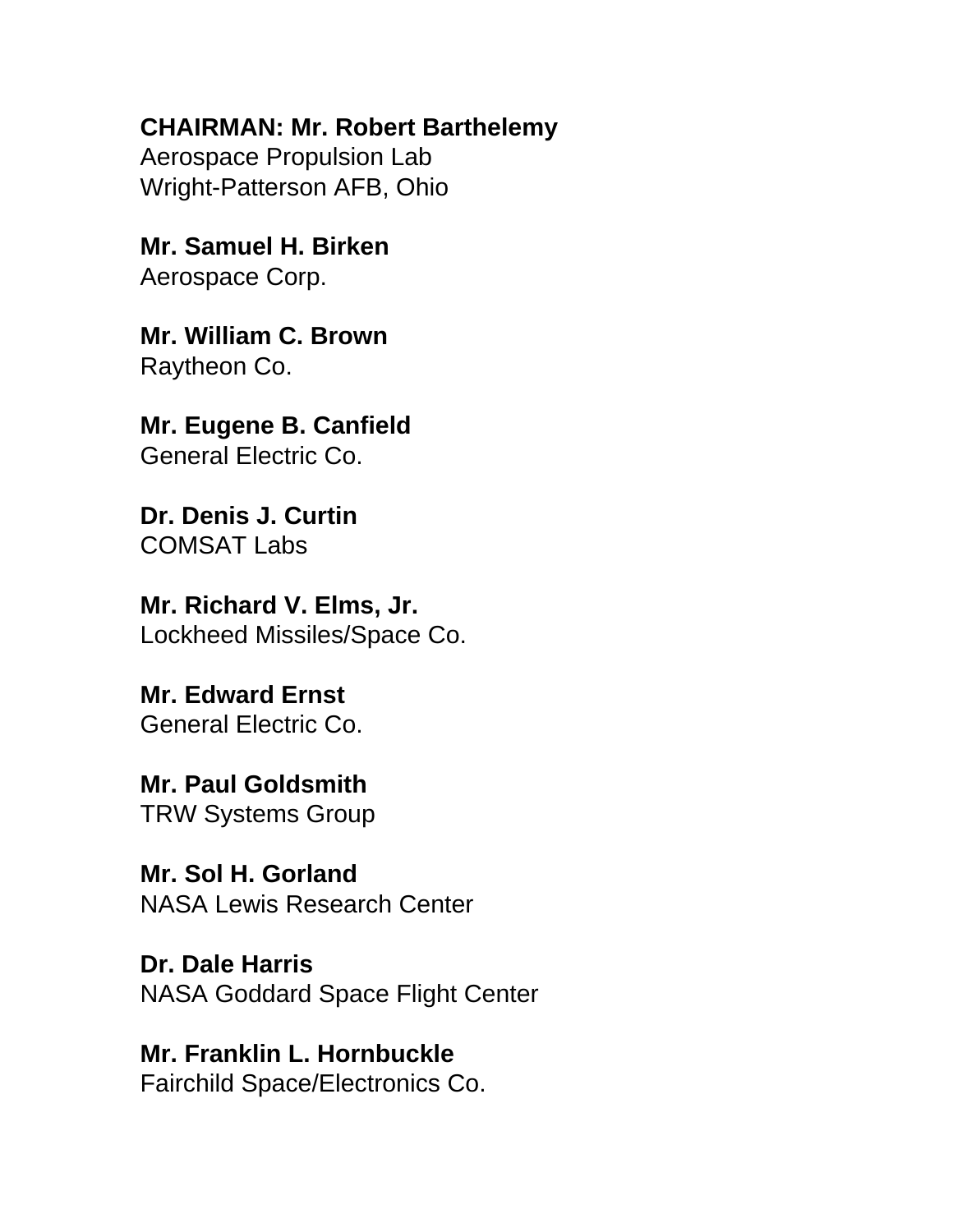**CHAIRMAN: Mr. Robert Barthelemy**
Aerospace Propulsion Lab
Wright-Patterson AFB, Ohio

**Mr. Samuel H. Birken**
Aerospace Corp.

**Mr. William C. Brown**
Raytheon Co.

**Mr. Eugene B. Canfield**
General Electric Co.

**Dr. Denis J. Curtin**
COMSAT Labs

**Mr. Richard V. Elms, Jr.**
Lockheed Missiles/Space Co.

**Mr. Edward Ernst**
General Electric Co.

**Mr. Paul Goldsmith**
TRW Systems Group

**Mr. Sol H. Gorland**
NASA Lewis Research Center

**Dr. Dale Harris**
NASA Goddard Space Flight Center

**Mr. Franklin L. Hornbuckle**
Fairchild Space/Electronics Co.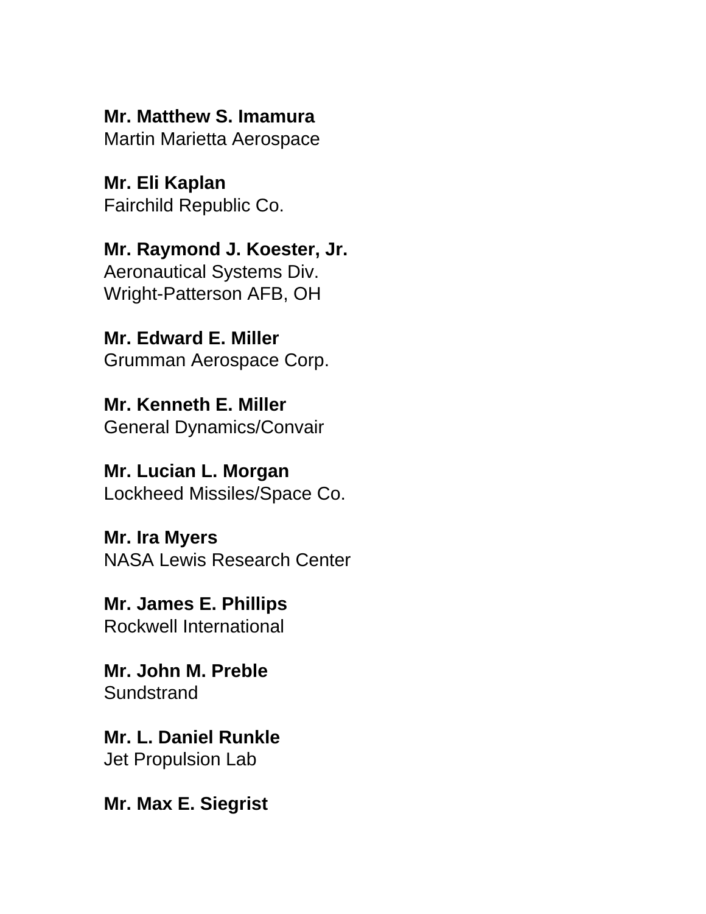**Mr. Matthew S. Imamura**
Martin Marietta Aerospace

**Mr. Eli Kaplan**
Fairchild Republic Co.

**Mr. Raymond J. Koester, Jr.**
Aeronautical Systems Div.
Wright-Patterson AFB, OH

**Mr. Edward E. Miller**
Grumman Aerospace Corp.

**Mr. Kenneth E. Miller**
General Dynamics/Convair

**Mr. Lucian L. Morgan**
Lockheed Missiles/Space Co.

**Mr. Ira Myers**
NASA Lewis Research Center

**Mr. James E. Phillips**
Rockwell International

**Mr. John M. Preble**
Sundstrand

**Mr. L. Daniel Runkle**
Jet Propulsion Lab

**Mr. Max E. Siegrist**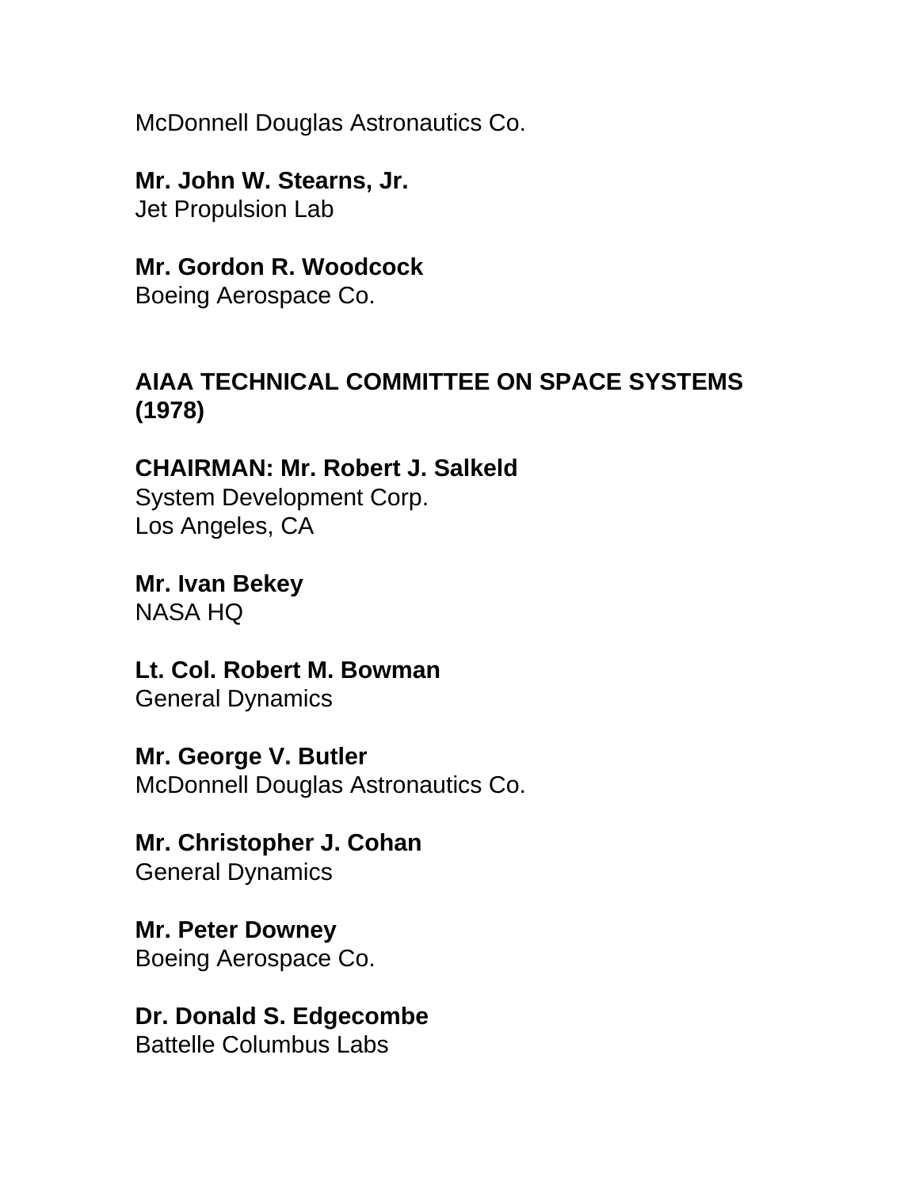McDonnell Douglas Astronautics Co.

**Mr. John W. Stearns, Jr.**
Jet Propulsion Lab

**Mr. Gordon R. Woodcock**
Boeing Aerospace Co.

## AIAA TECHNICAL COMMITTEE ON SPACE SYSTEMS (1978)

**CHAIRMAN: Mr. Robert J. Salkeld**
System Development Corp.
Los Angeles, CA

**Mr. Ivan Bekey**
NASA HQ

**Lt. Col. Robert M. Bowman**
General Dynamics

**Mr. George V. Butler**
McDonnell Douglas Astronautics Co.

**Mr. Christopher J. Cohan**
General Dynamics

**Mr. Peter Downey**
Boeing Aerospace Co.

**Dr. Donald S. Edgecombe**
Battelle Columbus Labs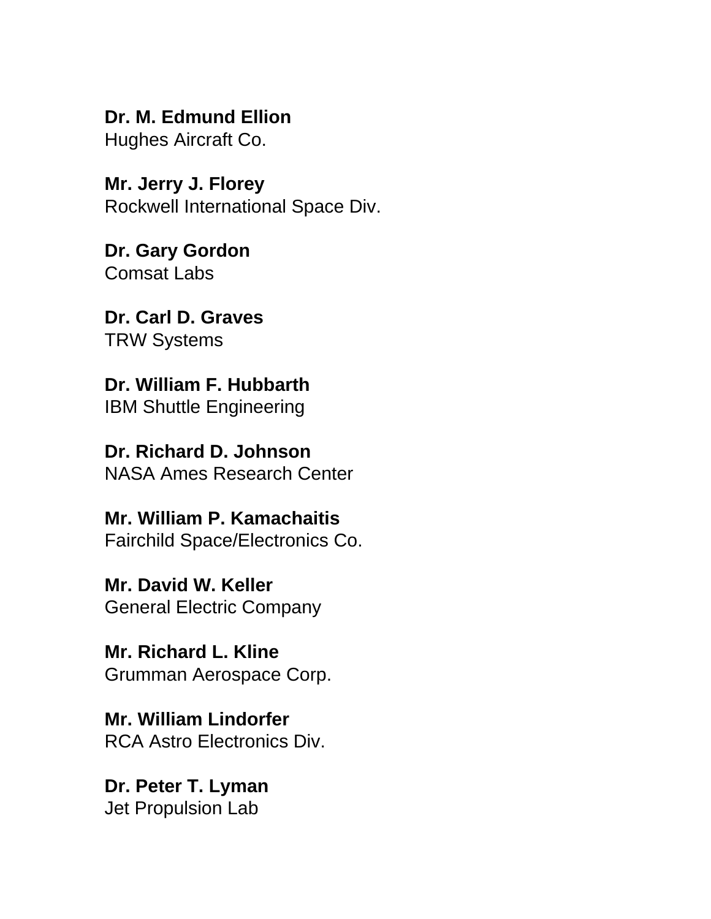**Dr. M. Edmund Ellion**
Hughes Aircraft Co.

**Mr. Jerry J. Florey**
Rockwell International Space Div.

**Dr. Gary Gordon**
Comsat Labs

**Dr. Carl D. Graves**
TRW Systems

**Dr. William F. Hubbarth**
IBM Shuttle Engineering

**Dr. Richard D. Johnson**
NASA Ames Research Center

**Mr. William P. Kamachaitis**
Fairchild Space/Electronics Co.

**Mr. David W. Keller**
General Electric Company

**Mr. Richard L. Kline**
Grumman Aerospace Corp.

**Mr. William Lindorfer**
RCA Astro Electronics Div.

**Dr. Peter T. Lyman**
Jet Propulsion Lab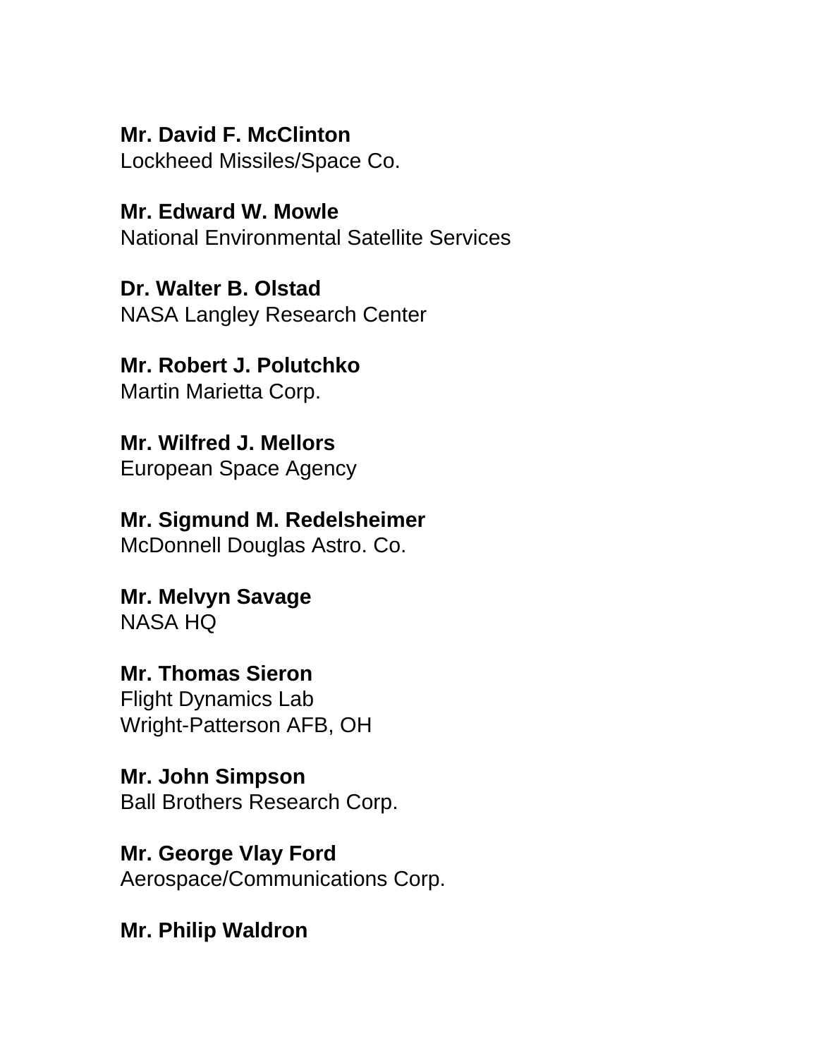**Mr. David F. McClinton**
Lockheed Missiles/Space Co.

**Mr. Edward W. Mowle**
National Environmental Satellite Services

**Dr. Walter B. Olstad**
NASA Langley Research Center

**Mr. Robert J. Polutchko**
Martin Marietta Corp.

**Mr. Wilfred J. Mellors**
European Space Agency

**Mr. Sigmund M. Redelsheimer**
McDonnell Douglas Astro. Co.

**Mr. Melvyn Savage**
NASA HQ

**Mr. Thomas Sieron**
Flight Dynamics Lab
Wright-Patterson AFB, OH

**Mr. John Simpson**
Ball Brothers Research Corp.

**Mr. George Vlay Ford**
Aerospace/Communications Corp.

**Mr. Philip Waldron**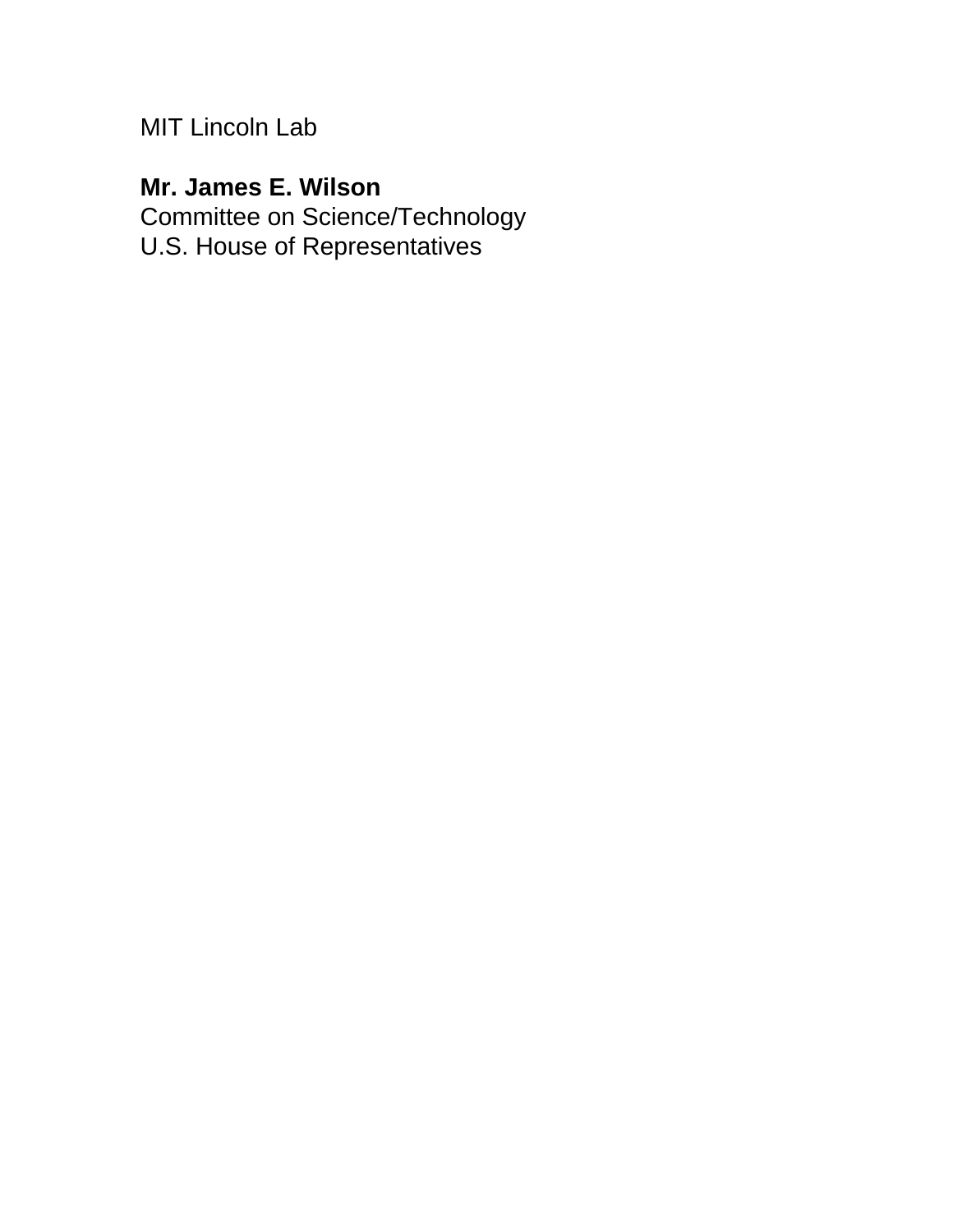MIT Lincoln Lab

**Mr. James E. Wilson**
Committee on Science/Technology
U.S. House of Representatives